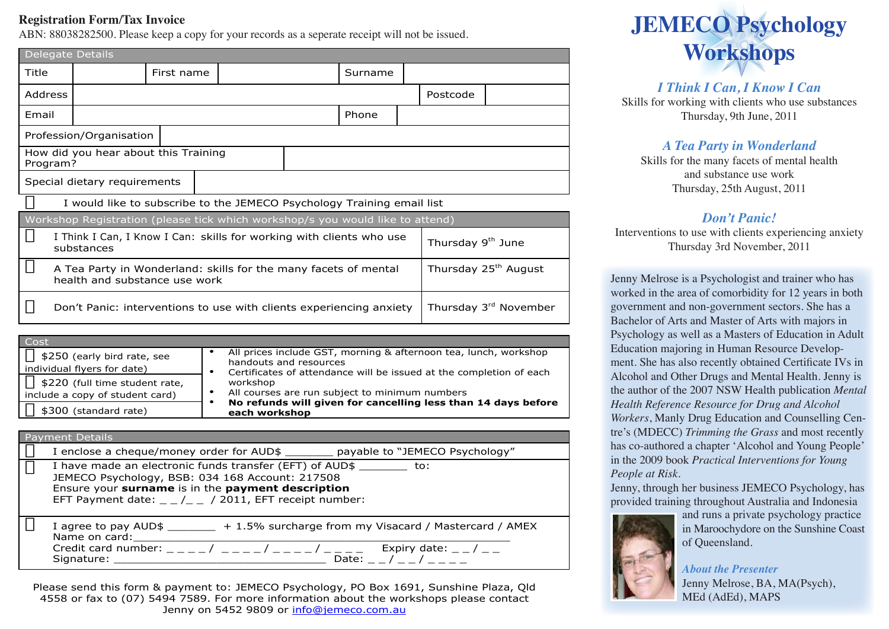## Registration Form/Tax Invoice

ABN: 88038282500. Please keep a copy for your records as a seperate receipt will not be issued.

| Delegate Details | | | | | |
|---|---|---|---|---|---|
| Title | | First name | | Surname | |
| Address | | | | Postcode | |
| Email | | | | Phone | |
| Profession/Organisation | | | | | |
| How did you hear about this Training Program? | | | | | |
| Special dietary requirements | | | | | |

☐ I would like to subscribe to the JEMECO Psychology Training email list

| Workshop Registration (please tick which workshop/s you would like to attend) | |
|---|---|
| ☐ I Think I Can, I Know I Can: skills for working with clients who use substances | Thursday 9th June |
| ☐ A Tea Party in Wonderland: skills for the many facets of mental health and substance use work | Thursday 25th August |
| ☐ Don't Panic: interventions to use with clients experiencing anxiety | Thursday 3rd November |

| Cost | |
|---|---|
| ☐ $250 (early bird rate, see individual flyers for date) | • All prices include GST, morning & afternoon tea, lunch, workshop handouts and resources |
| ☐ $220 (full time student rate, include a copy of student card) | • Certificates of attendance will be issued at the completion of each workshop<br>• All courses are run subject to minimum numbers |
| ☐ $300 (standard rate) | • **No refunds will given for cancelling less than 14 days before each workshop** |

**Payment Details**

☐ I enclose a cheque/money order for AUD$ _______ payable to "JEMECO Psychology"

☐ I have made an electronic funds transfer (EFT) of AUD$ _______ to:
JEMECO Psychology, BSB: 034 168 Account: 217508
Ensure your **surname** is in the **payment description**
EFT Payment date: _ _ /_ _ / 2011, EFT receipt number:

☐ I agree to pay AUD$ _______ + 1.5% surcharge from my Visacard / Mastercard / AMEX
Name on card:_______________________________________________
Credit card number: _ _ _ _ / _ _ _ _ / _ _ _ _ / _ _ _ _   Expiry date: _ _ / _ _
Signature: _____________________________ Date: _ _ / _ _ / _ _ _ _

Please send this form & payment to: JEMECO Psychology, PO Box 1691, Sunshine Plaza, Qld 4558 or fax to (07) 5494 7589. For more information about the workshops please contact Jenny on 5452 9809 or info@jemeco.com.au

# JEMECO Psychology Workshops

### *I Think I Can, I Know I Can*

Skills for working with clients who use substances
Thursday, 9th June, 2011

### *A Tea Party in Wonderland*

Skills for the many facets of mental health and substance use work
Thursday, 25th August, 2011

### *Don't Panic!*

Interventions to use with clients experiencing anxiety
Thursday 3rd November, 2011

Jenny Melrose is a Psychologist and trainer who has worked in the area of comorbidity for 12 years in both government and non-government sectors. She has a Bachelor of Arts and Master of Arts with majors in Psychology as well as a Masters of Education in Adult Education majoring in Human Resource Development. She has also recently obtained Certificate IVs in Alcohol and Other Drugs and Mental Health. Jenny is the author of the 2007 NSW Health publication *Mental Health Reference Resource for Drug and Alcohol Workers*, Manly Drug Education and Counselling Centre's (MDECC) *Trimming the Grass* and most recently has co-authored a chapter 'Alcohol and Young People' in the 2009 book *Practical Interventions for Young People at Risk*.

Jenny, through her business JEMECO Psychology, has provided training throughout Australia and Indonesia and runs a private psychology practice in Maroochydore on the Sunshine Coast of Queensland.

### *About the Presenter*

Jenny Melrose, BA, MA(Psych), MEd (AdEd), MAPS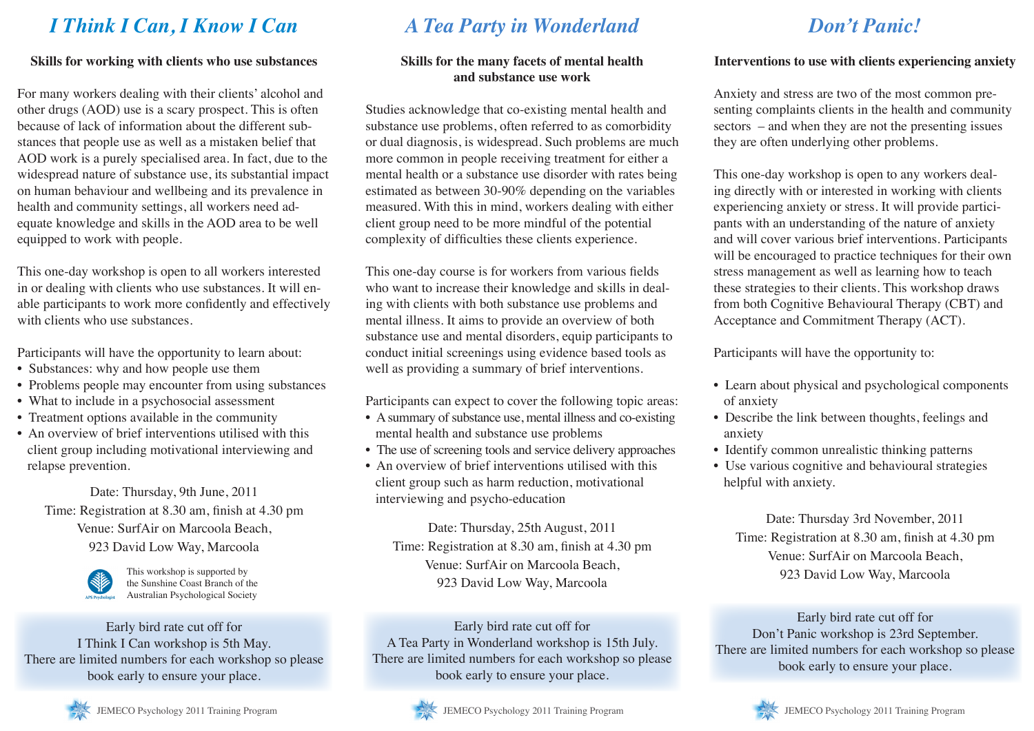# *I Think I Can, I Know I Can*

**Skills for working with clients who use substances**

For many workers dealing with their clients' alcohol and other drugs (AOD) use is a scary prospect. This is often because of lack of information about the different substances that people use as well as a mistaken belief that AOD work is a purely specialised area. In fact, due to the widespread nature of substance use, its substantial impact on human behaviour and wellbeing and its prevalence in health and community settings, all workers need adequate knowledge and skills in the AOD area to be well equipped to work with people.

This one-day workshop is open to all workers interested in or dealing with clients who use substances. It will enable participants to work more confidently and effectively with clients who use substances.

Participants will have the opportunity to learn about:

- Substances: why and how people use them
- Problems people may encounter from using substances
- What to include in a psychosocial assessment
- Treatment options available in the community
- An overview of brief interventions utilised with this client group including motivational interviewing and relapse prevention.

Date: Thursday, 9th June, 2011
Time: Registration at 8.30 am, finish at 4.30 pm
Venue: SurfAir on Marcoola Beach,
923 David Low Way, Marcoola

This workshop is supported by the Sunshine Coast Branch of the Australian Psychological Society

Early bird rate cut off for
I Think I Can workshop is 5th May.
There are limited numbers for each workshop so please book early to ensure your place.

# *A Tea Party in Wonderland*

**Skills for the many facets of mental health and substance use work**

Studies acknowledge that co-existing mental health and substance use problems, often referred to as comorbidity or dual diagnosis, is widespread. Such problems are much more common in people receiving treatment for either a mental health or a substance use disorder with rates being estimated as between 30-90% depending on the variables measured. With this in mind, workers dealing with either client group need to be more mindful of the potential complexity of difficulties these clients experience.

This one-day course is for workers from various fields who want to increase their knowledge and skills in dealing with clients with both substance use problems and mental illness. It aims to provide an overview of both substance use and mental disorders, equip participants to conduct initial screenings using evidence based tools as well as providing a summary of brief interventions.

Participants can expect to cover the following topic areas:

- A summary of substance use, mental illness and co-existing mental health and substance use problems
- The use of screening tools and service delivery approaches
- An overview of brief interventions utilised with this client group such as harm reduction, motivational interviewing and psycho-education

Date: Thursday, 25th August, 2011
Time: Registration at 8.30 am, finish at 4.30 pm
Venue: SurfAir on Marcoola Beach,
923 David Low Way, Marcoola

Early bird rate cut off for
A Tea Party in Wonderland workshop is 15th July.
There are limited numbers for each workshop so please book early to ensure your place.

# *Don't Panic!*

**Interventions to use with clients experiencing anxiety**

Anxiety and stress are two of the most common presenting complaints clients in the health and community sectors – and when they are not the presenting issues they are often underlying other problems.

This one-day workshop is open to any workers dealing directly with or interested in working with clients experiencing anxiety or stress. It will provide participants with an understanding of the nature of anxiety and will cover various brief interventions. Participants will be encouraged to practice techniques for their own stress management as well as learning how to teach these strategies to their clients. This workshop draws from both Cognitive Behavioural Therapy (CBT) and Acceptance and Commitment Therapy (ACT).

Participants will have the opportunity to:

- Learn about physical and psychological components of anxiety
- Describe the link between thoughts, feelings and anxiety
- Identify common unrealistic thinking patterns
- Use various cognitive and behavioural strategies helpful with anxiety.

Date: Thursday 3rd November, 2011
Time: Registration at 8.30 am, finish at 4.30 pm
Venue: SurfAir on Marcoola Beach,
923 David Low Way, Marcoola

Early bird rate cut off for
Don't Panic workshop is 23rd September.
There are limited numbers for each workshop so please book early to ensure your place.